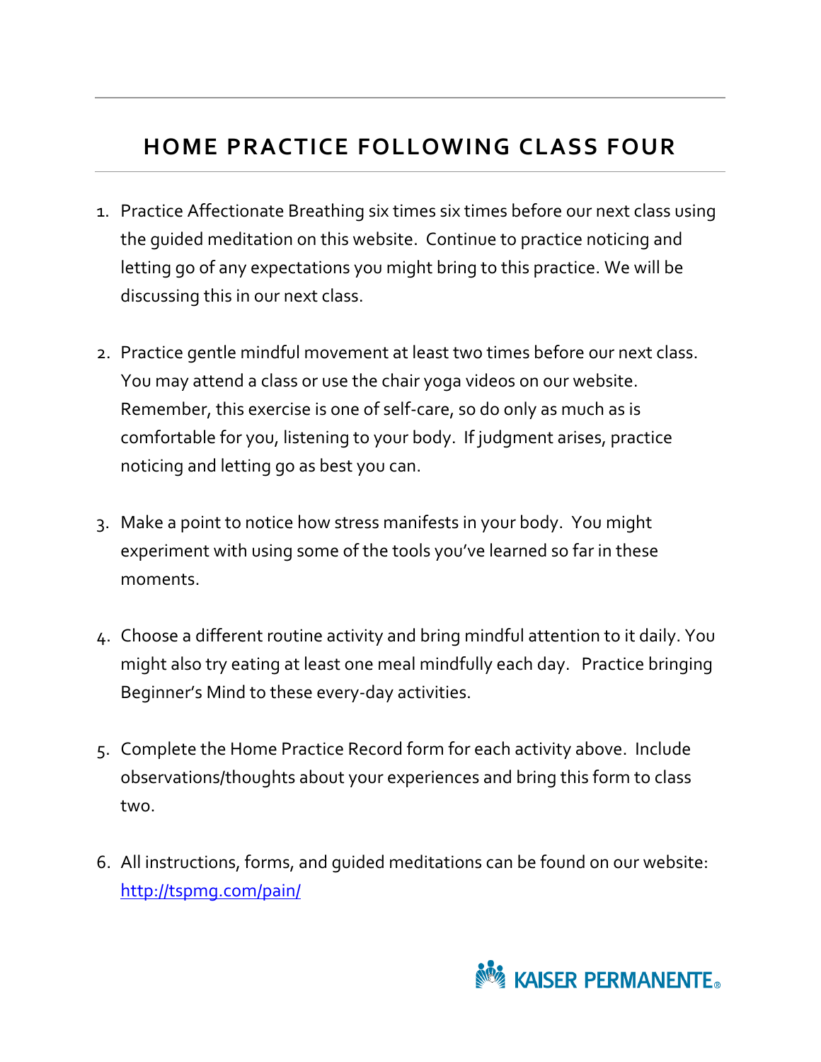# HOME PRACTICE FOLLOWING CLASS FOUR

1. Practice Affectionate Breathing six times six times before our next class using the guided meditation on this website. Continue to practice noticing and letting go of any expectations you might bring to this practice. We will be discussing this in our next class.

2. Practice gentle mindful movement at least two times before our next class. You may attend a class or use the chair yoga videos on our website. Remember, this exercise is one of self-care, so do only as much as is comfortable for you, listening to your body. If judgment arises, practice noticing and letting go as best you can.

3. Make a point to notice how stress manifests in your body. You might experiment with using some of the tools you've learned so far in these moments.

4. Choose a different routine activity and bring mindful attention to it daily. You might also try eating at least one meal mindfully each day. Practice bringing Beginner's Mind to these every-day activities.

5. Complete the Home Practice Record form for each activity above. Include observations/thoughts about your experiences and bring this form to class two.

6. All instructions, forms, and guided meditations can be found on our website: [http://tspmg.com/pain/](http://tspmg.com/pain/)

KAISER PERMANENTE®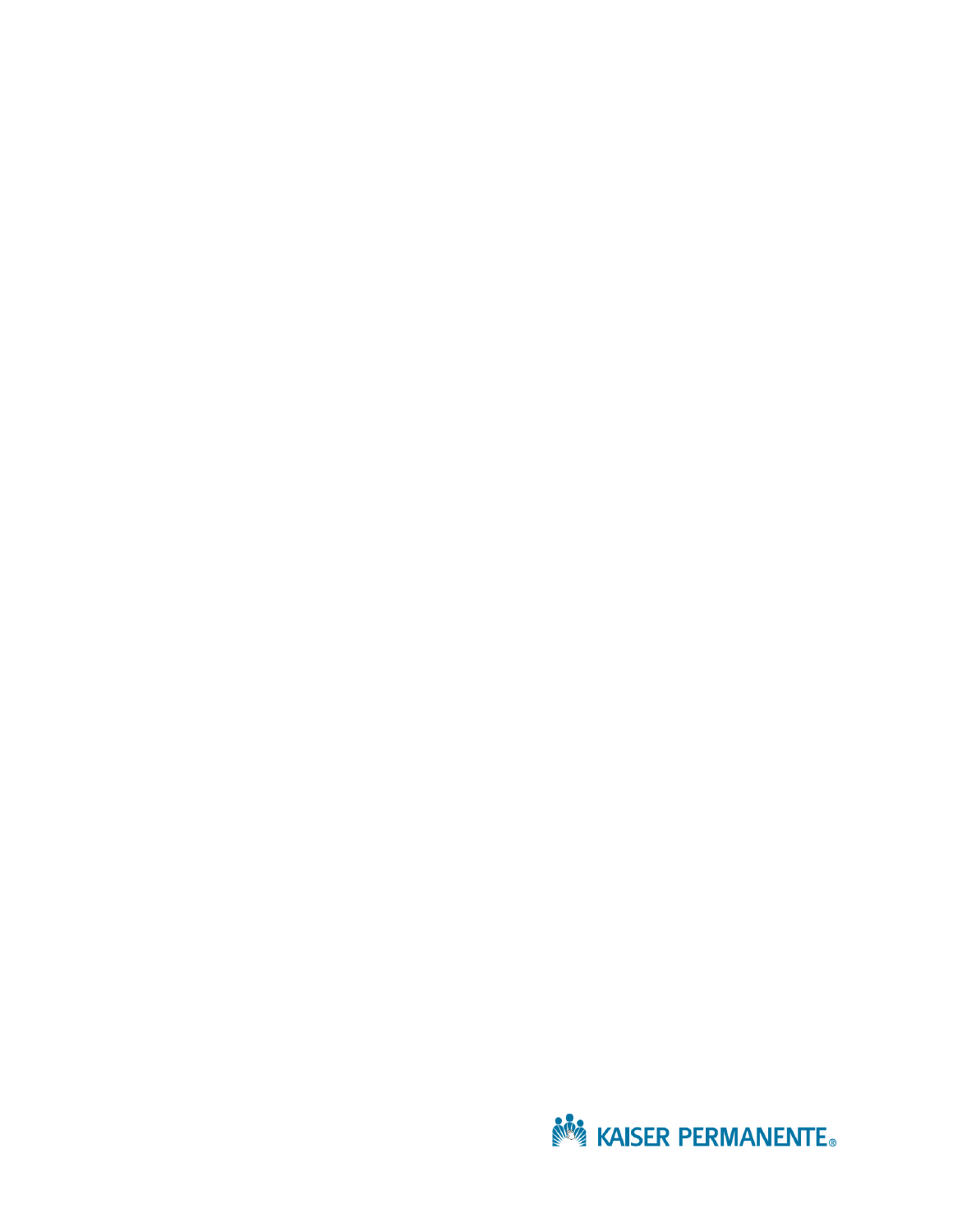KAISER PERMANENTE®